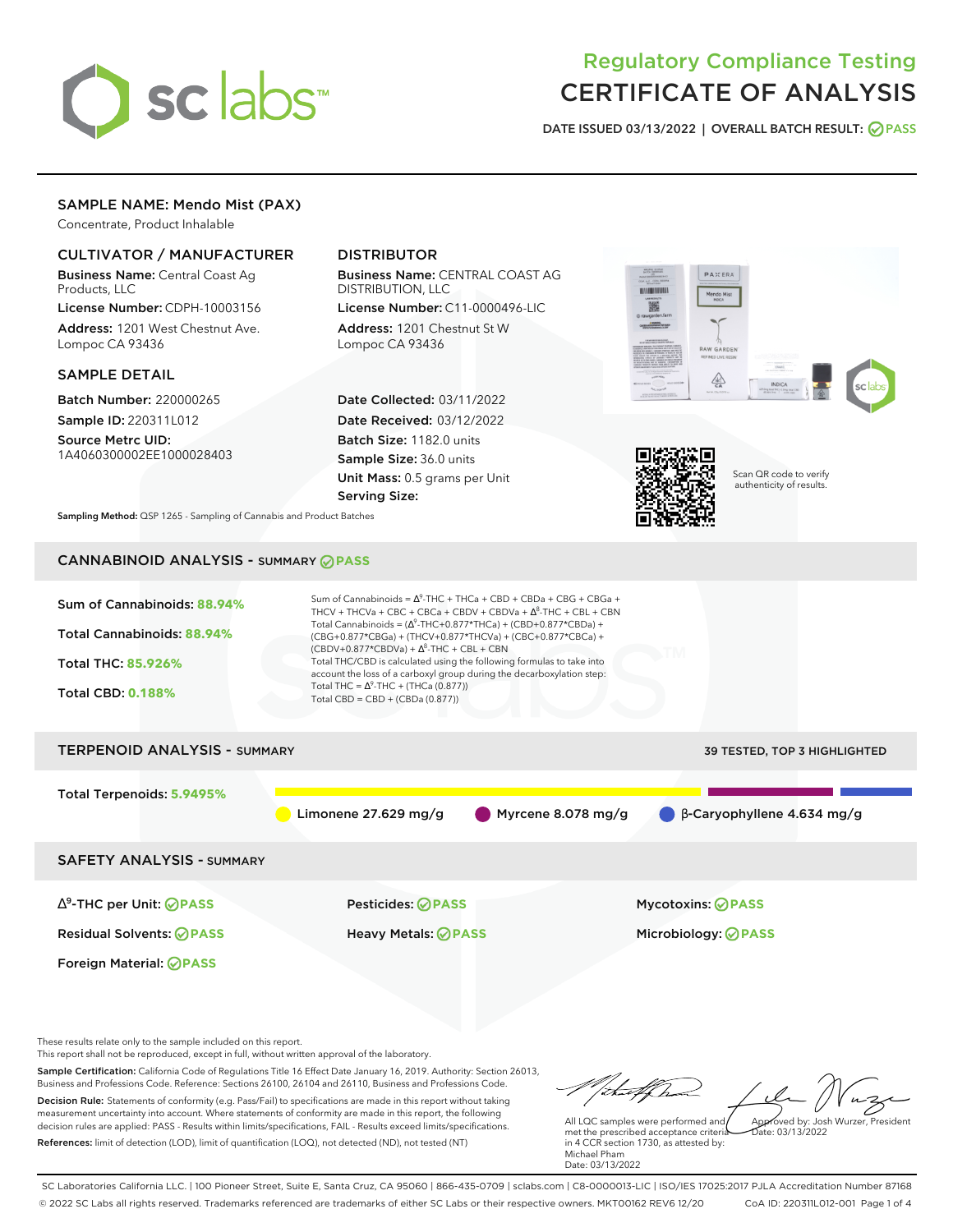# Regulatory Compliance Testing
# CERTIFICATE OF ANALYSIS

DATE ISSUED 03/13/2022 | OVERALL BATCH RESULT: PASS

## SAMPLE NAME: Mendo Mist (PAX)

Concentrate, Product Inhalable

### CULTIVATOR / MANUFACTURER

**Business Name:** Central Coast Ag Products, LLC
**License Number:** CDPH-10003156
**Address:** 1201 West Chestnut Ave. Lompoc CA 93436

### DISTRIBUTOR

**Business Name:** CENTRAL COAST AG DISTRIBUTION, LLC
**License Number:** C11-0000496-LIC
**Address:** 1201 Chestnut St W Lompoc CA 93436

### SAMPLE DETAIL

**Batch Number:** 220000265
**Sample ID:** 220311L012
**Source Metrc UID:** 1A4060300002EE1000028403

**Date Collected:** 03/11/2022
**Date Received:** 03/12/2022
**Batch Size:** 1182.0 units
**Sample Size:** 36.0 units
**Unit Mass:** 0.5 grams per Unit
**Serving Size:**

Scan QR code to verify authenticity of results.

**Sampling Method:** QSP 1265 - Sampling of Cannabis and Product Batches

## CANNABINOID ANALYSIS - SUMMARY PASS

Sum of Cannabinoids: **88.94%**

Total Cannabinoids: **88.94%**

Total THC: **85.926%**

Total CBD: **0.188%**

Sum of Cannabinoids = $\Delta^9$-THC + THCa + CBD + CBDa + CBG + CBGa + THCV + THCVa + CBC + CBCa + CBDV + CBDVa + $\Delta^8$-THC + CBL + CBN

Total Cannabinoids = ($\Delta^9$-THC+0.877*THCa) + (CBD+0.877*CBDa) + (CBG+0.877*CBGa) + (THCV+0.877*THCVa) + (CBC+0.877*CBCa) + (CBDV+0.877*CBDVa) + $\Delta^8$-THC + CBL + CBN

Total THC/CBD is calculated using the following formulas to take into account the loss of a carboxyl group during the decarboxylation step:
Total THC = $\Delta^9$-THC + (THCa (0.877))
Total CBD = CBD + (CBDa (0.877))

## TERPENOID ANALYSIS - SUMMARY

39 TESTED, TOP 3 HIGHLIGHTED

Total Terpenoids: **5.9495%**

Limonene 27.629 mg/g | Myrcene 8.078 mg/g | β-Caryophyllene 4.634 mg/g

## SAFETY ANALYSIS - SUMMARY

| | | |
|---|---|---|
| $\Delta^9$-THC per Unit: PASS | Pesticides: PASS | Mycotoxins: PASS |
| Residual Solvents: PASS | Heavy Metals: PASS | Microbiology: PASS |
| Foreign Material: PASS | | |

These results relate only to the sample included on this report.
This report shall not be reproduced, except in full, without written approval of the laboratory.

**Sample Certification:** California Code of Regulations Title 16 Effect Date January 16, 2019. Authority: Section 26013, Business and Professions Code. Reference: Sections 26100, 26104 and 26110, Business and Professions Code.

**Decision Rule:** Statements of conformity (e.g. Pass/Fail) to specifications are made in this report without taking measurement uncertainty into account. Where statements of conformity are made in this report, the following decision rules are applied: PASS - Results within limits/specifications, FAIL - Results exceed limits/specifications.

**References:** limit of detection (LOD), limit of quantification (LOQ), not detected (ND), not tested (NT)

All LQC samples were performed and met the prescribed acceptance criteria in 4 CCR section 1730, as attested by: Michael Pham
Date: 03/13/2022

Approved by: Josh Wurzer, President
Date: 03/13/2022

SC Laboratories California LLC. | 100 Pioneer Street, Suite E, Santa Cruz, CA 95060 | 866-435-0709 | sclabs.com | C8-0000013-LIC | ISO/IES 17025:2017 PJLA Accreditation Number 87168
© 2022 SC Labs all rights reserved. Trademarks referenced are trademarks of either SC Labs or their respective owners. MKT00162 REV6 12/20 CoA ID: 220311L012-001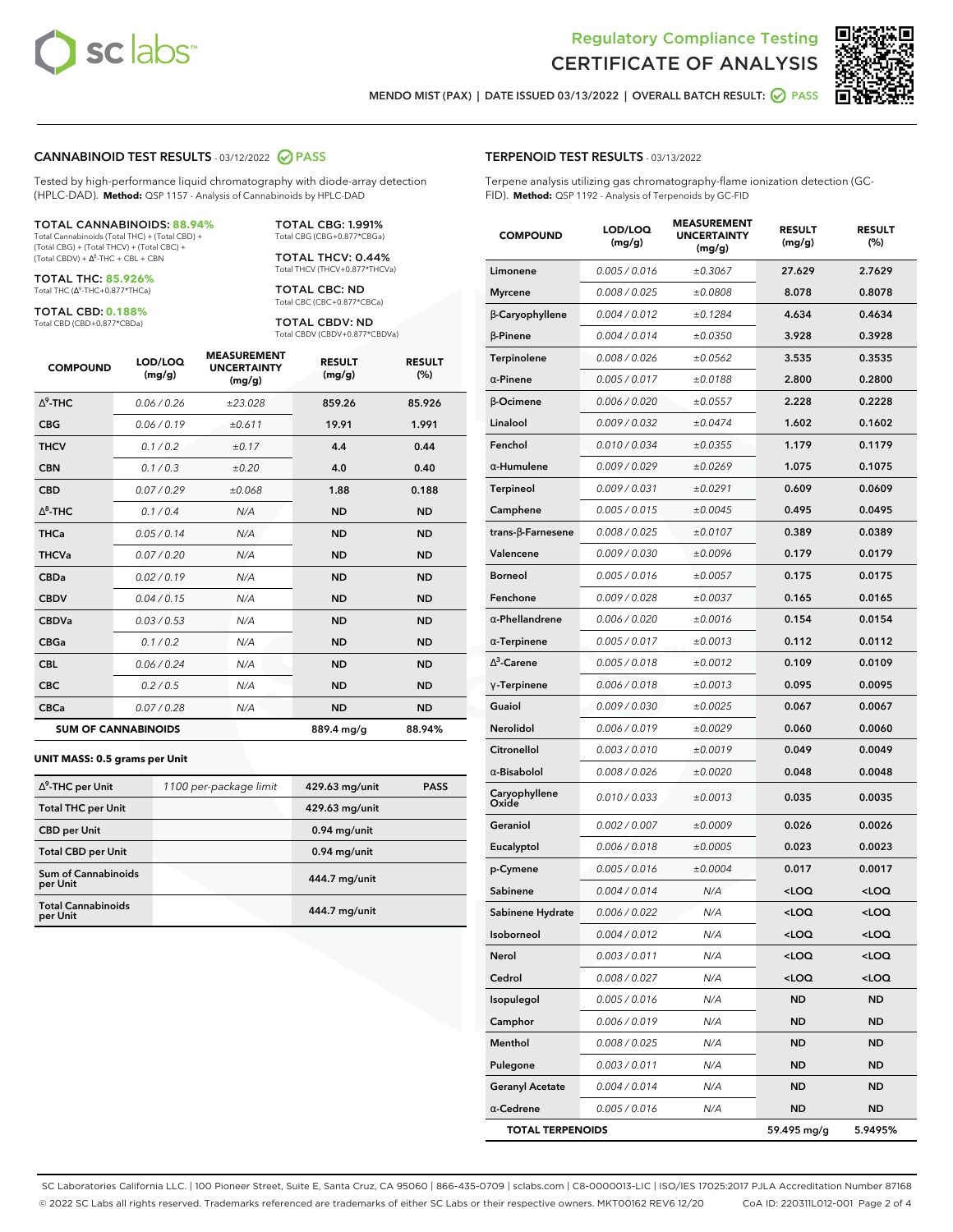Regulatory Compliance Testing
# CERTIFICATE OF ANALYSIS

MENDO MIST (PAX) | DATE ISSUED 03/13/2022 | OVERALL BATCH RESULT: PASS

## CANNABINOID TEST RESULTS - 03/12/2022 PASS

Tested by high-performance liquid chromatography with diode-array detection (HPLC-DAD). **Method:** QSP 1157 - Analysis of Cannabinoids by HPLC-DAD

**TOTAL CANNABINOIDS: 88.94%**
Total Cannabinoids (Total THC) + (Total CBD) + (Total CBG) + (Total THCV) + (Total CBC) + (Total CBDV) + Δ8-THC + CBL + CBN

**TOTAL THC: 85.926%**
Total THC (Δ9-THC+0.877*THCa)

**TOTAL CBD: 0.188%**
Total CBD (CBD+0.877*CBDa)

**TOTAL CBG: 1.991%**
Total CBG (CBG+0.877*CBGa)

**TOTAL THCV: 0.44%**
Total THCV (THCV+0.877*THCVa)

**TOTAL CBC: ND**
Total CBC (CBC+0.877*CBCa)

**TOTAL CBDV: ND**
Total CBDV (CBDV+0.877*CBDVa)

| COMPOUND | LOD/LOQ (mg/g) | MEASUREMENT UNCERTAINTY (mg/g) | RESULT (mg/g) | RESULT (%) |
|---|---|---|---|---|
| Δ9-THC | 0.06 / 0.26 | ±23.028 | 859.26 | 85.926 |
| CBG | 0.06 / 0.19 | ±0.611 | 19.91 | 1.991 |
| THCV | 0.1 / 0.2 | ±0.17 | 4.4 | 0.44 |
| CBN | 0.1 / 0.3 | ±0.20 | 4.0 | 0.40 |
| CBD | 0.07 / 0.29 | ±0.068 | 1.88 | 0.188 |
| Δ8-THC | 0.1 / 0.4 | N/A | ND | ND |
| THCa | 0.05 / 0.14 | N/A | ND | ND |
| THCVa | 0.07 / 0.20 | N/A | ND | ND |
| CBDa | 0.02 / 0.19 | N/A | ND | ND |
| CBDV | 0.04 / 0.15 | N/A | ND | ND |
| CBDVa | 0.03 / 0.53 | N/A | ND | ND |
| CBGa | 0.1 / 0.2 | N/A | ND | ND |
| CBL | 0.06 / 0.24 | N/A | ND | ND |
| CBC | 0.2 / 0.5 | N/A | ND | ND |
| CBCa | 0.07 / 0.28 | N/A | ND | ND |
| **SUM OF CANNABINOIDS** | | | 889.4 mg/g | 88.94% |

**UNIT MASS: 0.5 grams per Unit**

| | | | |
|---|---|---|---|
| Δ9-THC per Unit | 1100 per-package limit | 429.63 mg/unit | PASS |
| Total THC per Unit | | 429.63 mg/unit | |
| CBD per Unit | | 0.94 mg/unit | |
| Total CBD per Unit | | 0.94 mg/unit | |
| Sum of Cannabinoids per Unit | | 444.7 mg/unit | |
| Total Cannabinoids per Unit | | 444.7 mg/unit | |

## TERPENOID TEST RESULTS - 03/13/2022

Terpene analysis utilizing gas chromatography-flame ionization detection (GC-FID). **Method:** QSP 1192 - Analysis of Terpenoids by GC-FID

| COMPOUND | LOD/LOQ (mg/g) | MEASUREMENT UNCERTAINTY (mg/g) | RESULT (mg/g) | RESULT (%) |
|---|---|---|---|---|
| Limonene | 0.005 / 0.016 | ±0.3067 | 27.629 | 2.7629 |
| Myrcene | 0.008 / 0.025 | ±0.0808 | 8.078 | 0.8078 |
| β-Caryophyllene | 0.004 / 0.012 | ±0.1284 | 4.634 | 0.4634 |
| β-Pinene | 0.004 / 0.014 | ±0.0350 | 3.928 | 0.3928 |
| Terpinolene | 0.008 / 0.026 | ±0.0562 | 3.535 | 0.3535 |
| α-Pinene | 0.005 / 0.017 | ±0.0188 | 2.800 | 0.2800 |
| β-Ocimene | 0.006 / 0.020 | ±0.0557 | 2.228 | 0.2228 |
| Linalool | 0.009 / 0.032 | ±0.0474 | 1.602 | 0.1602 |
| Fenchol | 0.010 / 0.034 | ±0.0355 | 1.179 | 0.1179 |
| α-Humulene | 0.009 / 0.029 | ±0.0269 | 1.075 | 0.1075 |
| Terpineol | 0.009 / 0.031 | ±0.0291 | 0.609 | 0.0609 |
| Camphene | 0.005 / 0.015 | ±0.0045 | 0.495 | 0.0495 |
| trans-β-Farnesene | 0.008 / 0.025 | ±0.0107 | 0.389 | 0.0389 |
| Valencene | 0.009 / 0.030 | ±0.0096 | 0.179 | 0.0179 |
| Borneol | 0.005 / 0.016 | ±0.0057 | 0.175 | 0.0175 |
| Fenchone | 0.009 / 0.028 | ±0.0037 | 0.165 | 0.0165 |
| α-Phellandrene | 0.006 / 0.020 | ±0.0016 | 0.154 | 0.0154 |
| α-Terpinene | 0.005 / 0.017 | ±0.0013 | 0.112 | 0.0112 |
| Δ3-Carene | 0.005 / 0.018 | ±0.0012 | 0.109 | 0.0109 |
| γ-Terpinene | 0.006 / 0.018 | ±0.0013 | 0.095 | 0.0095 |
| Guaiol | 0.009 / 0.030 | ±0.0025 | 0.067 | 0.0067 |
| Nerolidol | 0.006 / 0.019 | ±0.0029 | 0.060 | 0.0060 |
| Citronellol | 0.003 / 0.010 | ±0.0019 | 0.049 | 0.0049 |
| α-Bisabolol | 0.008 / 0.026 | ±0.0020 | 0.048 | 0.0048 |
| Caryophyllene Oxide | 0.010 / 0.033 | ±0.0013 | 0.035 | 0.0035 |
| Geraniol | 0.002 / 0.007 | ±0.0009 | 0.026 | 0.0026 |
| Eucalyptol | 0.006 / 0.018 | ±0.0005 | 0.023 | 0.0023 |
| p-Cymene | 0.005 / 0.016 | ±0.0004 | 0.017 | 0.0017 |
| Sabinene | 0.004 / 0.014 | N/A | <LOQ | <LOQ |
| Sabinene Hydrate | 0.006 / 0.022 | N/A | <LOQ | <LOQ |
| Isoborneol | 0.004 / 0.012 | N/A | <LOQ | <LOQ |
| Nerol | 0.003 / 0.011 | N/A | <LOQ | <LOQ |
| Cedrol | 0.008 / 0.027 | N/A | <LOQ | <LOQ |
| Isopulegol | 0.005 / 0.016 | N/A | ND | ND |
| Camphor | 0.006 / 0.019 | N/A | ND | ND |
| Menthol | 0.008 / 0.025 | N/A | ND | ND |
| Pulegone | 0.003 / 0.011 | N/A | ND | ND |
| Geranyl Acetate | 0.004 / 0.014 | N/A | ND | ND |
| α-Cedrene | 0.005 / 0.016 | N/A | ND | ND |
| **TOTAL TERPENOIDS** | | | 59.495 mg/g | 5.9495% |

SC Laboratories California LLC. | 100 Pioneer Street, Suite E, Santa Cruz, CA 95060 | 866-435-0709 | sclabs.com | C8-0000013-LIC | ISO/IES 17025:2017 PJLA Accreditation Number 87168
© 2022 SC Labs all rights reserved. Trademarks referenced are trademarks of either SC Labs or their respective owners. MKT00162 REV6 12/20 CoA ID: 220311L012-001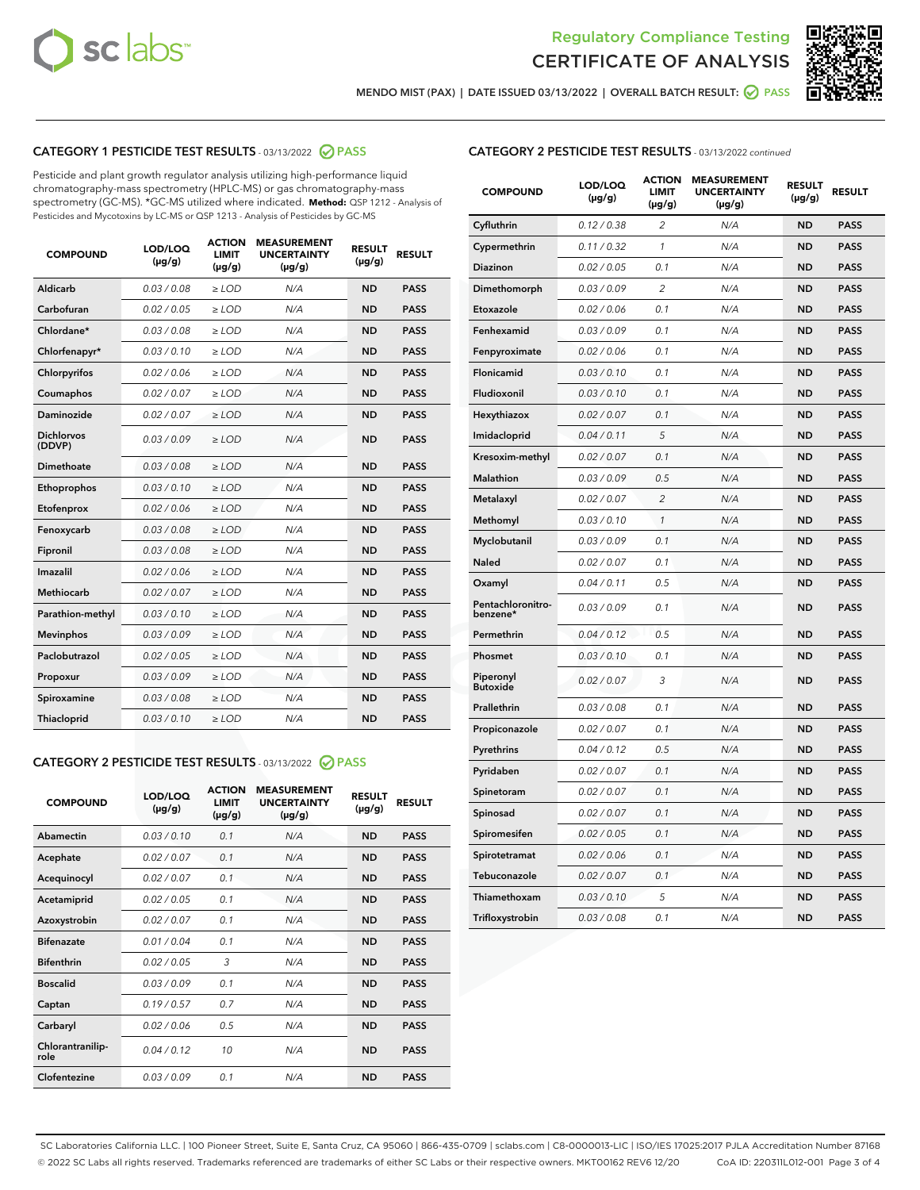# Regulatory Compliance Testing
# CERTIFICATE OF ANALYSIS

MENDO MIST (PAX) | DATE ISSUED 03/13/2022 | OVERALL BATCH RESULT: PASS

## CATEGORY 1 PESTICIDE TEST RESULTS - 03/13/2022 PASS

Pesticide and plant growth regulator analysis utilizing high-performance liquid chromatography-mass spectrometry (HPLC-MS) or gas chromatography-mass spectrometry (GC-MS). *GC-MS utilized where indicated. **Method:** QSP 1212 - Analysis of Pesticides and Mycotoxins by LC-MS or QSP 1213 - Analysis of Pesticides by GC-MS

| COMPOUND | LOD/LOQ (µg/g) | ACTION LIMIT (µg/g) | MEASUREMENT UNCERTAINTY (µg/g) | RESULT (µg/g) | RESULT |
|---|---|---|---|---|---|
| Aldicarb | 0.03 / 0.08 | ≥ LOD | N/A | ND | PASS |
| Carbofuran | 0.02 / 0.05 | ≥ LOD | N/A | ND | PASS |
| Chlordane* | 0.03 / 0.08 | ≥ LOD | N/A | ND | PASS |
| Chlorfenapyr* | 0.03 / 0.10 | ≥ LOD | N/A | ND | PASS |
| Chlorpyrifos | 0.02 / 0.06 | ≥ LOD | N/A | ND | PASS |
| Coumaphos | 0.02 / 0.07 | ≥ LOD | N/A | ND | PASS |
| Daminozide | 0.02 / 0.07 | ≥ LOD | N/A | ND | PASS |
| Dichlorvos (DDVP) | 0.03 / 0.09 | ≥ LOD | N/A | ND | PASS |
| Dimethoate | 0.03 / 0.08 | ≥ LOD | N/A | ND | PASS |
| Ethoprophos | 0.03 / 0.10 | ≥ LOD | N/A | ND | PASS |
| Etofenprox | 0.02 / 0.06 | ≥ LOD | N/A | ND | PASS |
| Fenoxycarb | 0.03 / 0.08 | ≥ LOD | N/A | ND | PASS |
| Fipronil | 0.03 / 0.08 | ≥ LOD | N/A | ND | PASS |
| Imazalil | 0.02 / 0.06 | ≥ LOD | N/A | ND | PASS |
| Methiocarb | 0.02 / 0.07 | ≥ LOD | N/A | ND | PASS |
| Parathion-methyl | 0.03 / 0.10 | ≥ LOD | N/A | ND | PASS |
| Mevinphos | 0.03 / 0.09 | ≥ LOD | N/A | ND | PASS |
| Paclobutrazol | 0.02 / 0.05 | ≥ LOD | N/A | ND | PASS |
| Propoxur | 0.03 / 0.09 | ≥ LOD | N/A | ND | PASS |
| Spiroxamine | 0.03 / 0.08 | ≥ LOD | N/A | ND | PASS |
| Thiacloprid | 0.03 / 0.10 | ≥ LOD | N/A | ND | PASS |

## CATEGORY 2 PESTICIDE TEST RESULTS - 03/13/2022 PASS

| COMPOUND | LOD/LOQ (µg/g) | ACTION LIMIT (µg/g) | MEASUREMENT UNCERTAINTY (µg/g) | RESULT (µg/g) | RESULT |
|---|---|---|---|---|---|
| Abamectin | 0.03 / 0.10 | 0.1 | N/A | ND | PASS |
| Acephate | 0.02 / 0.07 | 0.1 | N/A | ND | PASS |
| Acequinocyl | 0.02 / 0.07 | 0.1 | N/A | ND | PASS |
| Acetamiprid | 0.02 / 0.05 | 0.1 | N/A | ND | PASS |
| Azoxystrobin | 0.02 / 0.07 | 0.1 | N/A | ND | PASS |
| Bifenazate | 0.01 / 0.04 | 0.1 | N/A | ND | PASS |
| Bifenthrin | 0.02 / 0.05 | 3 | N/A | ND | PASS |
| Boscalid | 0.03 / 0.09 | 0.1 | N/A | ND | PASS |
| Captan | 0.19 / 0.57 | 0.7 | N/A | ND | PASS |
| Carbaryl | 0.02 / 0.06 | 0.5 | N/A | ND | PASS |
| Chlorantraniliprole | 0.04 / 0.12 | 10 | N/A | ND | PASS |
| Clofentezine | 0.03 / 0.09 | 0.1 | N/A | ND | PASS |
| Cyfluthrin | 0.12 / 0.38 | 2 | N/A | ND | PASS |
| Cypermethrin | 0.11 / 0.32 | 1 | N/A | ND | PASS |
| Diazinon | 0.02 / 0.05 | 0.1 | N/A | ND | PASS |
| Dimethomorph | 0.03 / 0.09 | 2 | N/A | ND | PASS |
| Etoxazole | 0.02 / 0.06 | 0.1 | N/A | ND | PASS |
| Fenhexamid | 0.03 / 0.09 | 0.1 | N/A | ND | PASS |
| Fenpyroximate | 0.02 / 0.06 | 0.1 | N/A | ND | PASS |
| Flonicamid | 0.03 / 0.10 | 0.1 | N/A | ND | PASS |
| Fludioxonil | 0.03 / 0.10 | 0.1 | N/A | ND | PASS |
| Hexythiazox | 0.02 / 0.07 | 0.1 | N/A | ND | PASS |
| Imidacloprid | 0.04 / 0.11 | 5 | N/A | ND | PASS |
| Kresoxim-methyl | 0.02 / 0.07 | 0.1 | N/A | ND | PASS |
| Malathion | 0.03 / 0.09 | 0.5 | N/A | ND | PASS |
| Metalaxyl | 0.02 / 0.07 | 2 | N/A | ND | PASS |
| Methomyl | 0.03 / 0.10 | 1 | N/A | ND | PASS |
| Myclobutanil | 0.03 / 0.09 | 0.1 | N/A | ND | PASS |
| Naled | 0.02 / 0.07 | 0.1 | N/A | ND | PASS |
| Oxamyl | 0.04 / 0.11 | 0.5 | N/A | ND | PASS |
| Pentachloronitrobenzene* | 0.03 / 0.09 | 0.1 | N/A | ND | PASS |
| Permethrin | 0.04 / 0.12 | 0.5 | N/A | ND | PASS |
| Phosmet | 0.03 / 0.10 | 0.1 | N/A | ND | PASS |
| Piperonyl Butoxide | 0.02 / 0.07 | 3 | N/A | ND | PASS |
| Prallethrin | 0.03 / 0.08 | 0.1 | N/A | ND | PASS |
| Propiconazole | 0.02 / 0.07 | 0.1 | N/A | ND | PASS |
| Pyrethrins | 0.04 / 0.12 | 0.5 | N/A | ND | PASS |
| Pyridaben | 0.02 / 0.07 | 0.1 | N/A | ND | PASS |
| Spinetoram | 0.02 / 0.07 | 0.1 | N/A | ND | PASS |
| Spinosad | 0.02 / 0.07 | 0.1 | N/A | ND | PASS |
| Spiromesifen | 0.02 / 0.05 | 0.1 | N/A | ND | PASS |
| Spirotetramat | 0.02 / 0.06 | 0.1 | N/A | ND | PASS |
| Tebuconazole | 0.02 / 0.07 | 0.1 | N/A | ND | PASS |
| Thiamethoxam | 0.03 / 0.10 | 5 | N/A | ND | PASS |
| Trifloxystrobin | 0.03 / 0.08 | 0.1 | N/A | ND | PASS |

SC Laboratories California LLC. | 100 Pioneer Street, Suite E, Santa Cruz, CA 95060 | 866-435-0709 | sclabs.com | C8-0000013-LIC | ISO/IES 17025:2017 PJLA Accreditation Number 87168
© 2022 SC Labs all rights reserved. Trademarks referenced are trademarks of either SC Labs or their respective owners. MKT00162 REV6 12/20 CoA ID: 220311L012-001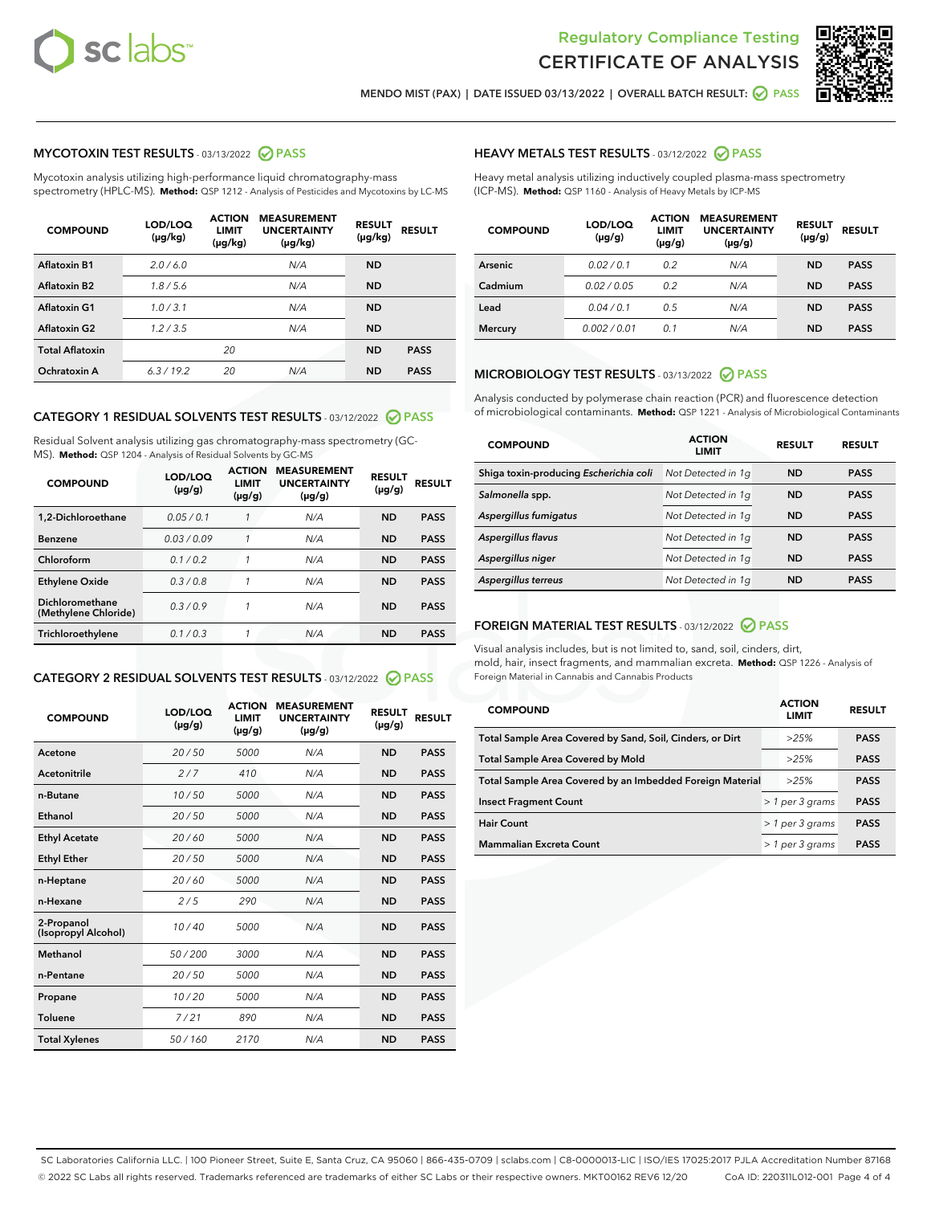Regulatory Compliance Testing
# CERTIFICATE OF ANALYSIS

MENDO MIST (PAX) | DATE ISSUED 03/13/2022 | OVERALL BATCH RESULT: PASS

## MYCOTOXIN TEST RESULTS - 03/13/2022 PASS

Mycotoxin analysis utilizing high-performance liquid chromatography-mass spectrometry (HPLC-MS). **Method:** QSP 1212 - Analysis of Pesticides and Mycotoxins by LC-MS

| COMPOUND | LOD/LOQ (µg/kg) | ACTION LIMIT (µg/kg) | MEASUREMENT UNCERTAINTY (µg/kg) | RESULT (µg/kg) | RESULT |
|---|---|---|---|---|---|
| Aflatoxin B1 | 2.0 / 6.0 | | N/A | ND | |
| Aflatoxin B2 | 1.8 / 5.6 | | N/A | ND | |
| Aflatoxin G1 | 1.0 / 3.1 | | N/A | ND | |
| Aflatoxin G2 | 1.2 / 3.5 | | N/A | ND | |
| Total Aflatoxin | | 20 | | ND | PASS |
| Ochratoxin A | 6.3 / 19.2 | 20 | N/A | ND | PASS |

## CATEGORY 1 RESIDUAL SOLVENTS TEST RESULTS - 03/12/2022 PASS

Residual Solvent analysis utilizing gas chromatography-mass spectrometry (GC-MS). **Method:** QSP 1204 - Analysis of Residual Solvents by GC-MS

| COMPOUND | LOD/LOQ (µg/g) | ACTION LIMIT (µg/g) | MEASUREMENT UNCERTAINTY (µg/g) | RESULT (µg/g) | RESULT |
|---|---|---|---|---|---|
| 1,2-Dichloroethane | 0.05 / 0.1 | 1 | N/A | ND | PASS |
| Benzene | 0.03 / 0.09 | 1 | N/A | ND | PASS |
| Chloroform | 0.1 / 0.2 | 1 | N/A | ND | PASS |
| Ethylene Oxide | 0.3 / 0.8 | 1 | N/A | ND | PASS |
| Dichloromethane (Methylene Chloride) | 0.3 / 0.9 | 1 | N/A | ND | PASS |
| Trichloroethylene | 0.1 / 0.3 | 1 | N/A | ND | PASS |

## CATEGORY 2 RESIDUAL SOLVENTS TEST RESULTS - 03/12/2022 PASS

| COMPOUND | LOD/LOQ (µg/g) | ACTION LIMIT (µg/g) | MEASUREMENT UNCERTAINTY (µg/g) | RESULT (µg/g) | RESULT |
|---|---|---|---|---|---|
| Acetone | 20 / 50 | 5000 | N/A | ND | PASS |
| Acetonitrile | 2 / 7 | 410 | N/A | ND | PASS |
| n-Butane | 10 / 50 | 5000 | N/A | ND | PASS |
| Ethanol | 20 / 50 | 5000 | N/A | ND | PASS |
| Ethyl Acetate | 20 / 60 | 5000 | N/A | ND | PASS |
| Ethyl Ether | 20 / 50 | 5000 | N/A | ND | PASS |
| n-Heptane | 20 / 60 | 5000 | N/A | ND | PASS |
| n-Hexane | 2 / 5 | 290 | N/A | ND | PASS |
| 2-Propanol (Isopropyl Alcohol) | 10 / 40 | 5000 | N/A | ND | PASS |
| Methanol | 50 / 200 | 3000 | N/A | ND | PASS |
| n-Pentane | 20 / 50 | 5000 | N/A | ND | PASS |
| Propane | 10 / 20 | 5000 | N/A | ND | PASS |
| Toluene | 7 / 21 | 890 | N/A | ND | PASS |
| Total Xylenes | 50 / 160 | 2170 | N/A | ND | PASS |

## HEAVY METALS TEST RESULTS - 03/12/2022 PASS

Heavy metal analysis utilizing inductively coupled plasma-mass spectrometry (ICP-MS). **Method:** QSP 1160 - Analysis of Heavy Metals by ICP-MS

| COMPOUND | LOD/LOQ (µg/g) | ACTION LIMIT (µg/g) | MEASUREMENT UNCERTAINTY (µg/g) | RESULT (µg/g) | RESULT |
|---|---|---|---|---|---|
| Arsenic | 0.02 / 0.1 | 0.2 | N/A | ND | PASS |
| Cadmium | 0.02 / 0.05 | 0.2 | N/A | ND | PASS |
| Lead | 0.04 / 0.1 | 0.5 | N/A | ND | PASS |
| Mercury | 0.002 / 0.01 | 0.1 | N/A | ND | PASS |

## MICROBIOLOGY TEST RESULTS - 03/13/2022 PASS

Analysis conducted by polymerase chain reaction (PCR) and fluorescence detection of microbiological contaminants. **Method:** QSP 1221 - Analysis of Microbiological Contaminants

| COMPOUND | ACTION LIMIT | RESULT | RESULT |
|---|---|---|---|
| Shiga toxin-producing *Escherichia coli* | Not Detected in 1g | ND | PASS |
| *Salmonella* spp. | Not Detected in 1g | ND | PASS |
| *Aspergillus fumigatus* | Not Detected in 1g | ND | PASS |
| *Aspergillus flavus* | Not Detected in 1g | ND | PASS |
| *Aspergillus niger* | Not Detected in 1g | ND | PASS |
| *Aspergillus terreus* | Not Detected in 1g | ND | PASS |

## FOREIGN MATERIAL TEST RESULTS - 03/12/2022 PASS

Visual analysis includes, but is not limited to, sand, soil, cinders, dirt, mold, hair, insect fragments, and mammalian excreta. **Method:** QSP 1226 - Analysis of Foreign Material in Cannabis and Cannabis Products

| COMPOUND | ACTION LIMIT | RESULT |
|---|---|---|
| Total Sample Area Covered by Sand, Soil, Cinders, or Dirt | >25% | PASS |
| Total Sample Area Covered by Mold | >25% | PASS |
| Total Sample Area Covered by an Imbedded Foreign Material | >25% | PASS |
| Insect Fragment Count | > 1 per 3 grams | PASS |
| Hair Count | > 1 per 3 grams | PASS |
| Mammalian Excreta Count | > 1 per 3 grams | PASS |

SC Laboratories California LLC. | 100 Pioneer Street, Suite E, Santa Cruz, CA 95060 | 866-435-0709 | sclabs.com | C8-0000013-LIC | ISO/IES 17025:2017 PJLA Accreditation Number 87168
© 2022 SC Labs all rights reserved. Trademarks referenced are trademarks of either SC Labs or their respective owners. MKT00162 REV6 12/20 CoA ID: 220311L012-001